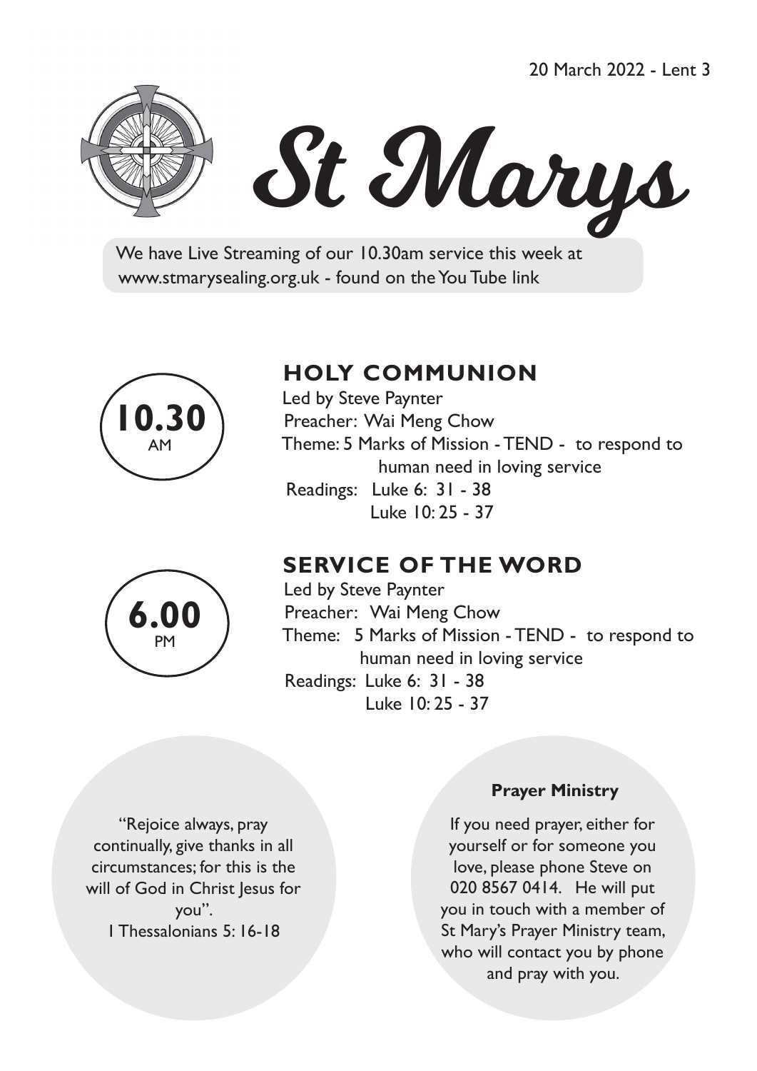20 March 2022 - Lent 3

# St Marys

We have Live Streaming of our 10.30am service this week at www.stmarysealing.org.uk - found on the You Tube link

**10.30** AM

## HOLY COMMUNION

Led by Steve Paynter
Preacher: Wai Meng Chow
Theme: 5 Marks of Mission - TEND - to respond to human need in loving service
Readings: Luke 6: 31 - 38
Luke 10: 25 - 37

**6.00** PM

## SERVICE OF THE WORD

Led by Steve Paynter
Preacher: Wai Meng Chow
Theme: 5 Marks of Mission - TEND - to respond to human need in loving service
Readings: Luke 6: 31 - 38
Luke 10: 25 - 37

"Rejoice always, pray continually, give thanks in all circumstances; for this is the will of God in Christ Jesus for you".
I Thessalonians 5: 16-18

**Prayer Ministry**

If you need prayer, either for yourself or for someone you love, please phone Steve on 020 8567 0414. He will put you in touch with a member of St Mary's Prayer Ministry team, who will contact you by phone and pray with you.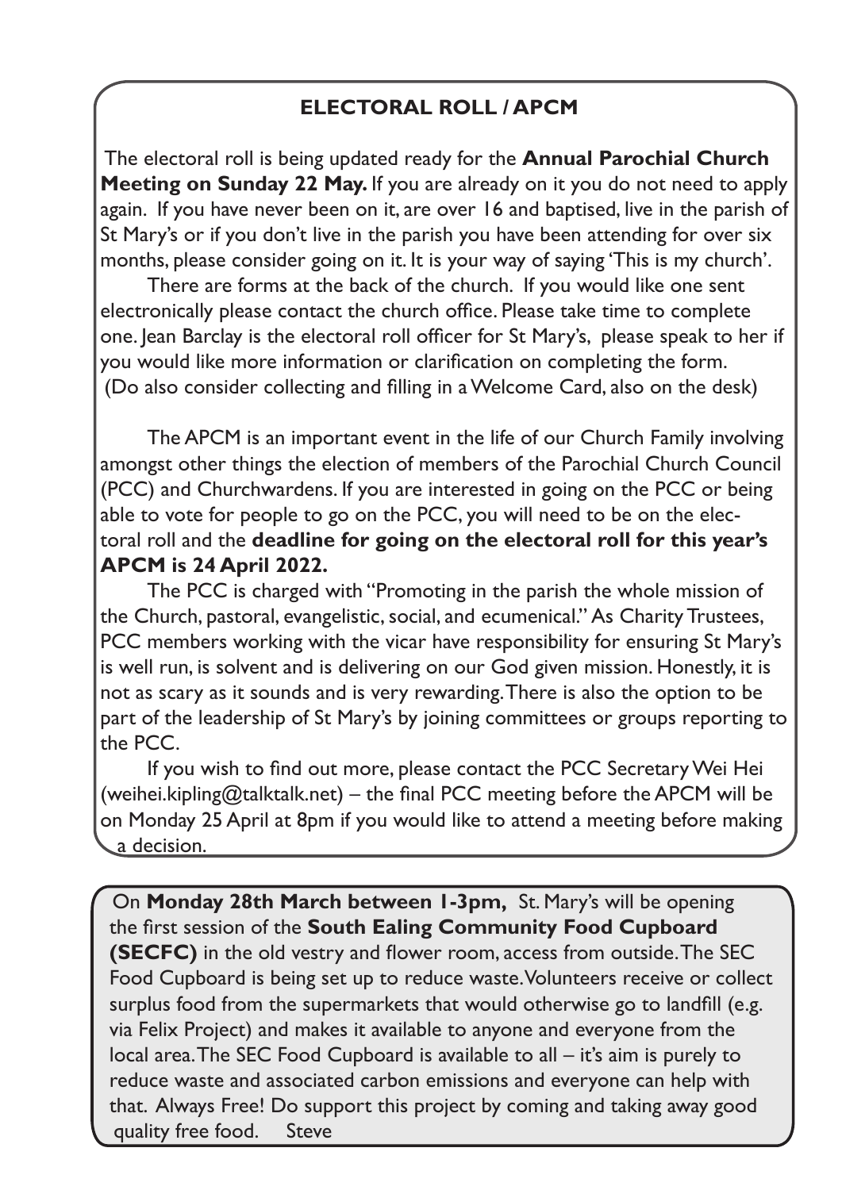## ELECTORAL ROLL / APCM

The electoral roll is being updated ready for the **Annual Parochial Church Meeting on Sunday 22 May.** If you are already on it you do not need to apply again. If you have never been on it, are over 16 and baptised, live in the parish of St Mary's or if you don't live in the parish you have been attending for over six months, please consider going on it. It is your way of saying 'This is my church'.

There are forms at the back of the church. If you would like one sent electronically please contact the church office. Please take time to complete one. Jean Barclay is the electoral roll officer for St Mary's, please speak to her if you would like more information or clarification on completing the form. (Do also consider collecting and filling in a Welcome Card, also on the desk)

The APCM is an important event in the life of our Church Family involving amongst other things the election of members of the Parochial Church Council (PCC) and Churchwardens. If you are interested in going on the PCC or being able to vote for people to go on the PCC, you will need to be on the electoral roll and the **deadline for going on the electoral roll for this year's APCM is 24 April 2022.**

The PCC is charged with "Promoting in the parish the whole mission of the Church, pastoral, evangelistic, social, and ecumenical." As Charity Trustees, PCC members working with the vicar have responsibility for ensuring St Mary's is well run, is solvent and is delivering on our God given mission. Honestly, it is not as scary as it sounds and is very rewarding. There is also the option to be part of the leadership of St Mary's by joining committees or groups reporting to the PCC.

If you wish to find out more, please contact the PCC Secretary Wei Hei (weihei.kipling@talktalk.net) – the final PCC meeting before the APCM will be on Monday 25 April at 8pm if you would like to attend a meeting before making a decision.

---

On **Monday 28th March between 1-3pm,** St. Mary's will be opening the first session of the **South Ealing Community Food Cupboard (SECFC)** in the old vestry and flower room, access from outside. The SEC Food Cupboard is being set up to reduce waste. Volunteers receive or collect surplus food from the supermarkets that would otherwise go to landfill (e.g. via Felix Project) and makes it available to anyone and everyone from the local area. The SEC Food Cupboard is available to all – it's aim is purely to reduce waste and associated carbon emissions and everyone can help with that. Always Free! Do support this project by coming and taking away good quality free food. Steve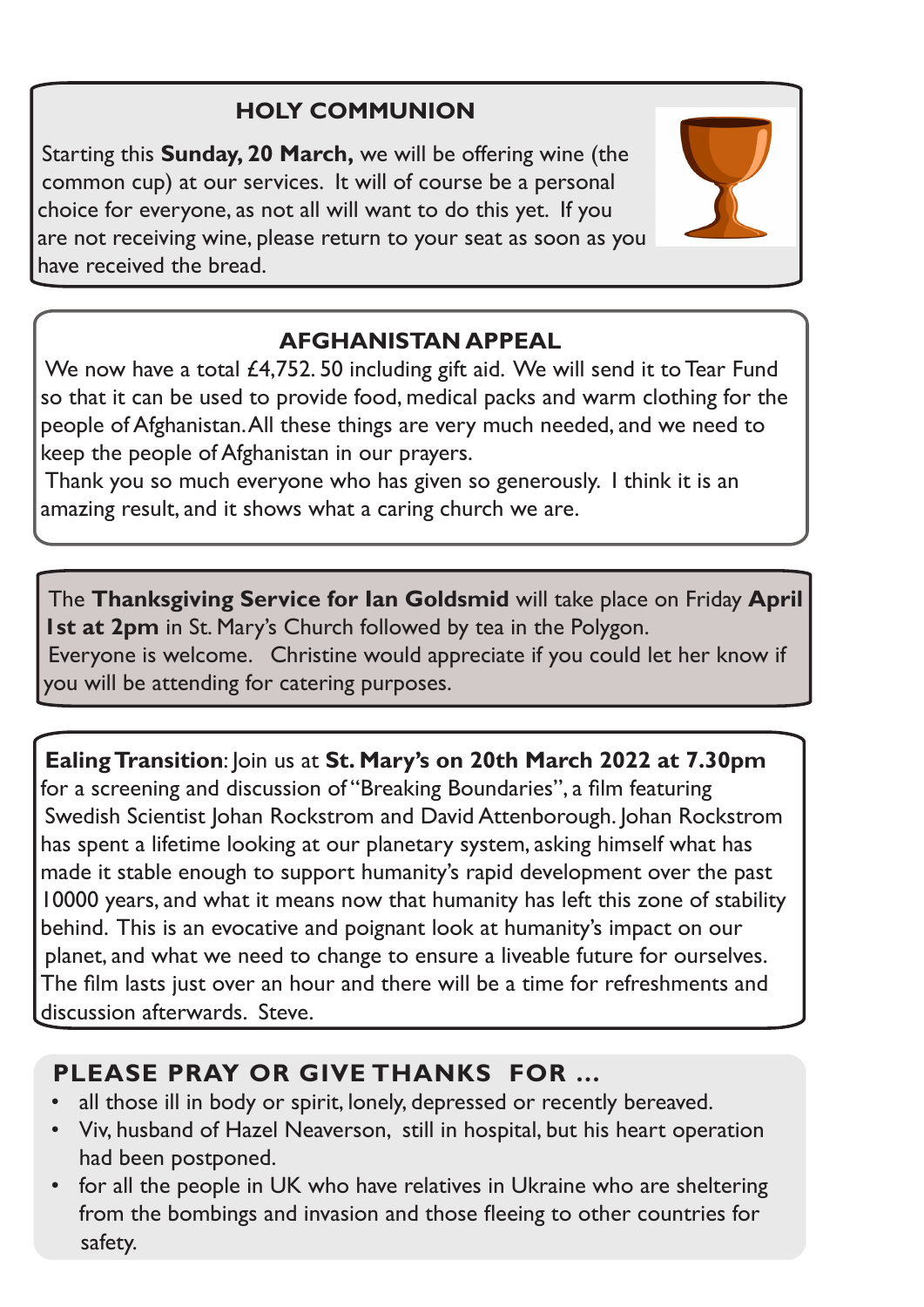## HOLY COMMUNION

Starting this **Sunday, 20 March,** we will be offering wine (the common cup) at our services. It will of course be a personal choice for everyone, as not all will want to do this yet. If you are not receiving wine, please return to your seat as soon as you have received the bread.

## AFGHANISTAN APPEAL

We now have a total £4,752. 50 including gift aid. We will send it to Tear Fund so that it can be used to provide food, medical packs and warm clothing for the people of Afghanistan. All these things are very much needed, and we need to keep the people of Afghanistan in our prayers.

Thank you so much everyone who has given so generously. I think it is an amazing result, and it shows what a caring church we are.

The **Thanksgiving Service for Ian Goldsmid** will take place on Friday **April 1st at 2pm** in St. Mary's Church followed by tea in the Polygon.
Everyone is welcome. Christine would appreciate if you could let her know if you will be attending for catering purposes.

**Ealing Transition**: Join us at **St. Mary's on 20th March 2022 at 7.30pm** for a screening and discussion of "Breaking Boundaries", a film featuring Swedish Scientist Johan Rockstrom and David Attenborough. Johan Rockstrom has spent a lifetime looking at our planetary system, asking himself what has made it stable enough to support humanity's rapid development over the past 10000 years, and what it means now that humanity has left this zone of stability behind. This is an evocative and poignant look at humanity's impact on our planet, and what we need to change to ensure a liveable future for ourselves. The film lasts just over an hour and there will be a time for refreshments and discussion afterwards. Steve.

## PLEASE PRAY OR GIVE THANKS FOR ...

- all those ill in body or spirit, lonely, depressed or recently bereaved.
- Viv, husband of Hazel Neaverson, still in hospital, but his heart operation had been postponed.
- for all the people in UK who have relatives in Ukraine who are sheltering from the bombings and invasion and those fleeing to other countries for safety.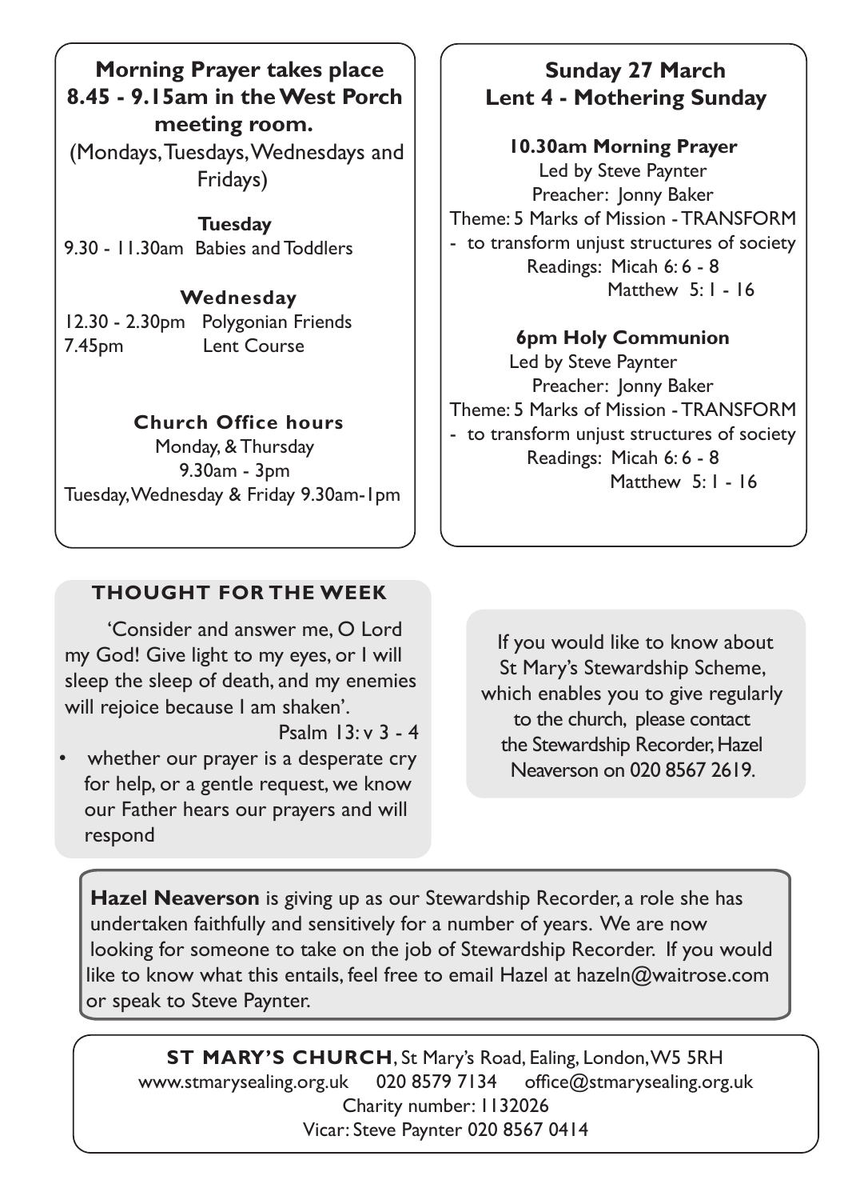**Morning Prayer takes place 8.45 - 9.15am in the West Porch meeting room.**
(Mondays, Tuesdays, Wednesdays and Fridays)

**Tuesday**
9.30 - 11.30am Babies and Toddlers

**Wednesday**
12.30 - 2.30pm Polygonian Friends
7.45pm Lent Course

**Church Office hours**
Monday, & Thursday
9.30am - 3pm
Tuesday, Wednesday & Friday 9.30am-1pm

## Sunday 27 March
## Lent 4 - Mothering Sunday

**10.30am Morning Prayer**
Led by Steve Paynter
Preacher: Jonny Baker
Theme: 5 Marks of Mission - TRANSFORM
- to transform unjust structures of society
Readings: Micah 6: 6 - 8
Matthew 5: 1 - 16

**6pm Holy Communion**
Led by Steve Paynter
Preacher: Jonny Baker
Theme: 5 Marks of Mission - TRANSFORM
- to transform unjust structures of society
Readings: Micah 6: 6 - 8
Matthew 5: 1 - 16

### THOUGHT FOR THE WEEK

'Consider and answer me, O Lord my God! Give light to my eyes, or I will sleep the sleep of death, and my enemies will rejoice because I am shaken'.
Psalm 13: v 3 - 4

- whether our prayer is a desperate cry for help, or a gentle request, we know our Father hears our prayers and will respond

If you would like to know about St Mary's Stewardship Scheme, which enables you to give regularly to the church, please contact the Stewardship Recorder, Hazel Neaverson on 020 8567 2619.

**Hazel Neaverson** is giving up as our Stewardship Recorder, a role she has undertaken faithfully and sensitively for a number of years. We are now looking for someone to take on the job of Stewardship Recorder. If you would like to know what this entails, feel free to email Hazel at hazeln@waitrose.com or speak to Steve Paynter.

**ST MARY'S CHURCH**, St Mary's Road, Ealing, London, W5 5RH
www.stmarysealing.org.uk 020 8579 7134 office@stmarysealing.org.uk
Charity number: 1132026
Vicar: Steve Paynter 020 8567 0414